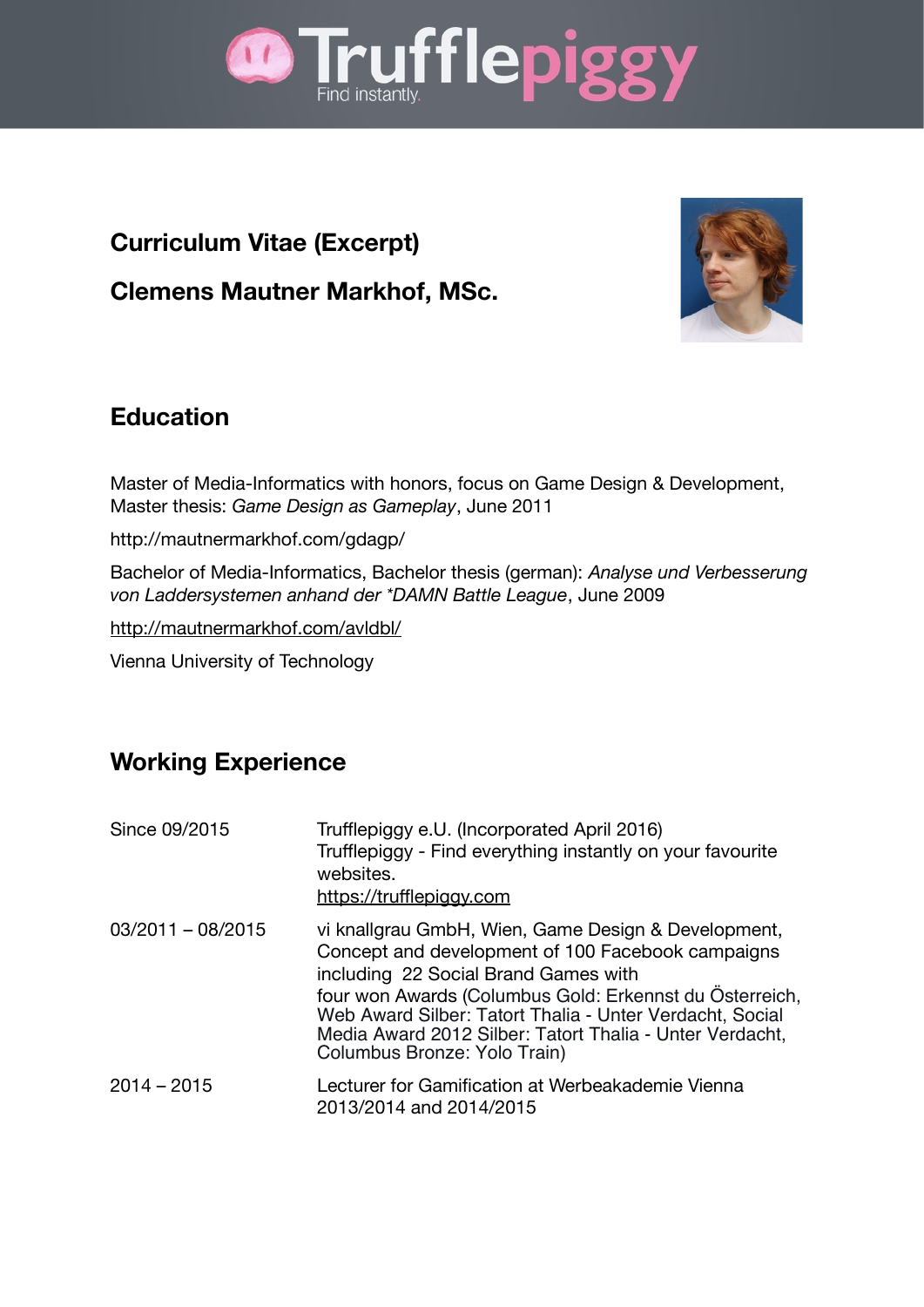Trufflepiggy
Find instantly.

## Curriculum Vitae (Excerpt)

## Clemens Mautner Markhof, MSc.

## Education

Master of Media-Informatics with honors, focus on Game Design & Development, Master thesis: *Game Design as Gameplay*, June 2011

http://mautnermarkhof.com/gdagp/

Bachelor of Media-Informatics, Bachelor thesis (german): *Analyse und Verbesserung von Laddersystemen anhand der *DAMN Battle League*, June 2009

http://mautnermarkhof.com/avldbl/

Vienna University of Technology

## Working Experience

| | |
|---|---|
| Since 09/2015 | Trufflepiggy e.U. (Incorporated April 2016) Trufflepiggy - Find everything instantly on your favourite websites. https://trufflepiggy.com |
| 03/2011 – 08/2015 | vi knallgrau GmbH, Wien, Game Design & Development, Concept and development of 100 Facebook campaigns including 22 Social Brand Games with four won Awards (Columbus Gold: Erkennst du Österreich, Web Award Silber: Tatort Thalia - Unter Verdacht, Social Media Award 2012 Silber: Tatort Thalia - Unter Verdacht, Columbus Bronze: Yolo Train) |
| 2014 – 2015 | Lecturer for Gamification at Werbeakademie Vienna 2013/2014 and 2014/2015 |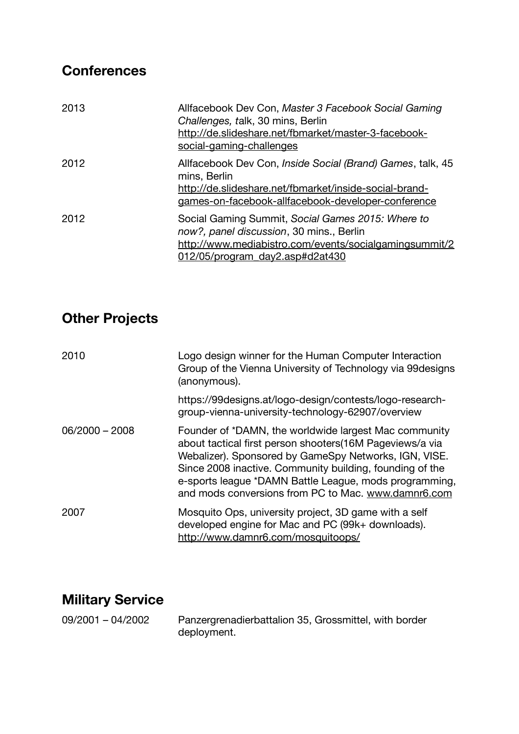## Conferences

| | |
|---|---|
| 2013 | Allfacebook Dev Con, *Master 3 Facebook Social Gaming Challenges, t*alk, 30 mins, Berlin http://de.slideshare.net/fbmarket/master-3-facebook-social-gaming-challenges |
| 2012 | Allfacebook Dev Con, *Inside Social (Brand) Games*, talk, 45 mins, Berlin http://de.slideshare.net/fbmarket/inside-social-brand-games-on-facebook-allfacebook-developer-conference |
| 2012 | Social Gaming Summit, *Social Games 2015: Where to now?, panel discussion*, 30 mins., Berlin http://www.mediabistro.com/events/socialgamingsummit/2012/05/program_day2.asp#d2at430 |

## Other Projects

| | |
|---|---|
| 2010 | Logo design winner for the Human Computer Interaction Group of the Vienna University of Technology via 99designs (anonymous). https://99designs.at/logo-design/contests/logo-research-group-vienna-university-technology-62907/overview |
| 06/2000 – 2008 | Founder of *DAMN, the worldwide largest Mac community about tactical first person shooters(16M Pageviews/a via Webalizer). Sponsored by GameSpy Networks, IGN, VISE. Since 2008 inactive. Community building, founding of the e-sports league *DAMN Battle League, mods programming, and mods conversions from PC to Mac. www.damnr6.com |
| 2007 | Mosquito Ops, university project, 3D game with a self developed engine for Mac and PC (99k+ downloads). http://www.damnr6.com/mosquitoops/ |

## Military Service

| | |
|---|---|
| 09/2001 – 04/2002 | Panzergrenadierbattalion 35, Grossmittel, with border deployment. |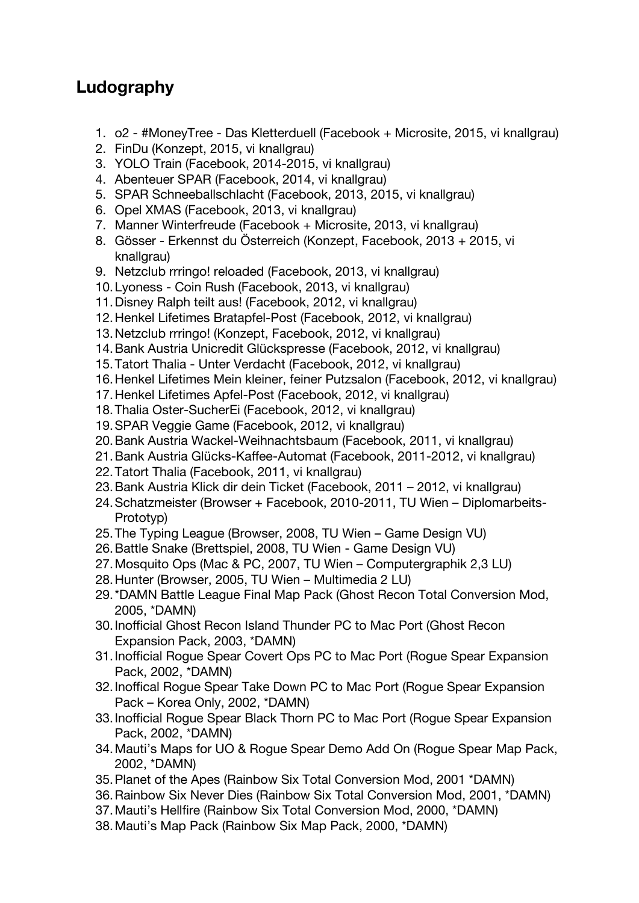## Ludography

1. o2 - #MoneyTree - Das Kletterduell (Facebook + Microsite, 2015, vi knallgrau)
2. FinDu (Konzept, 2015, vi knallgrau)
3. YOLO Train (Facebook, 2014-2015, vi knallgrau)
4. Abenteuer SPAR (Facebook, 2014, vi knallgrau)
5. SPAR Schneeballschlacht (Facebook, 2013, 2015, vi knallgrau)
6. Opel XMAS (Facebook, 2013, vi knallgrau)
7. Manner Winterfreude (Facebook + Microsite, 2013, vi knallgrau)
8. Gösser - Erkennst du Österreich (Konzept, Facebook, 2013 + 2015, vi knallgrau)
9. Netzclub rrringo! reloaded (Facebook, 2013, vi knallgrau)
10. Lyoness - Coin Rush (Facebook, 2013, vi knallgrau)
11. Disney Ralph teilt aus! (Facebook, 2012, vi knallgrau)
12. Henkel Lifetimes Bratapfel-Post (Facebook, 2012, vi knallgrau)
13. Netzclub rrringo! (Konzept, Facebook, 2012, vi knallgrau)
14. Bank Austria Unicredit Glückspresse (Facebook, 2012, vi knallgrau)
15. Tatort Thalia - Unter Verdacht (Facebook, 2012, vi knallgrau)
16. Henkel Lifetimes Mein kleiner, feiner Putzsalon (Facebook, 2012, vi knallgrau)
17. Henkel Lifetimes Apfel-Post (Facebook, 2012, vi knallgrau)
18. Thalia Oster-SucherEi (Facebook, 2012, vi knallgrau)
19. SPAR Veggie Game (Facebook, 2012, vi knallgrau)
20. Bank Austria Wackel-Weihnachtsbaum (Facebook, 2011, vi knallgrau)
21. Bank Austria Glücks-Kaffee-Automat (Facebook, 2011-2012, vi knallgrau)
22. Tatort Thalia (Facebook, 2011, vi knallgrau)
23. Bank Austria Klick dir dein Ticket (Facebook, 2011 – 2012, vi knallgrau)
24. Schatzmeister (Browser + Facebook, 2010-2011, TU Wien – Diplomarbeits-Prototyp)
25. The Typing League (Browser, 2008, TU Wien – Game Design VU)
26. Battle Snake (Brettspiel, 2008, TU Wien - Game Design VU)
27. Mosquito Ops (Mac & PC, 2007, TU Wien – Computergraphik 2,3 LU)
28. Hunter (Browser, 2005, TU Wien – Multimedia 2 LU)
29. *DAMN Battle League Final Map Pack (Ghost Recon Total Conversion Mod, 2005, *DAMN)
30. Inofficial Ghost Recon Island Thunder PC to Mac Port (Ghost Recon Expansion Pack, 2003, *DAMN)
31. Inofficial Rogue Spear Covert Ops PC to Mac Port (Rogue Spear Expansion Pack, 2002, *DAMN)
32. Inoffical Rogue Spear Take Down PC to Mac Port (Rogue Spear Expansion Pack – Korea Only, 2002, *DAMN)
33. Inofficial Rogue Spear Black Thorn PC to Mac Port (Rogue Spear Expansion Pack, 2002, *DAMN)
34. Mauti's Maps for UO & Rogue Spear Demo Add On (Rogue Spear Map Pack, 2002, *DAMN)
35. Planet of the Apes (Rainbow Six Total Conversion Mod, 2001 *DAMN)
36. Rainbow Six Never Dies (Rainbow Six Total Conversion Mod, 2001, *DAMN)
37. Mauti's Hellfire (Rainbow Six Total Conversion Mod, 2000, *DAMN)
38. Mauti's Map Pack (Rainbow Six Map Pack, 2000, *DAMN)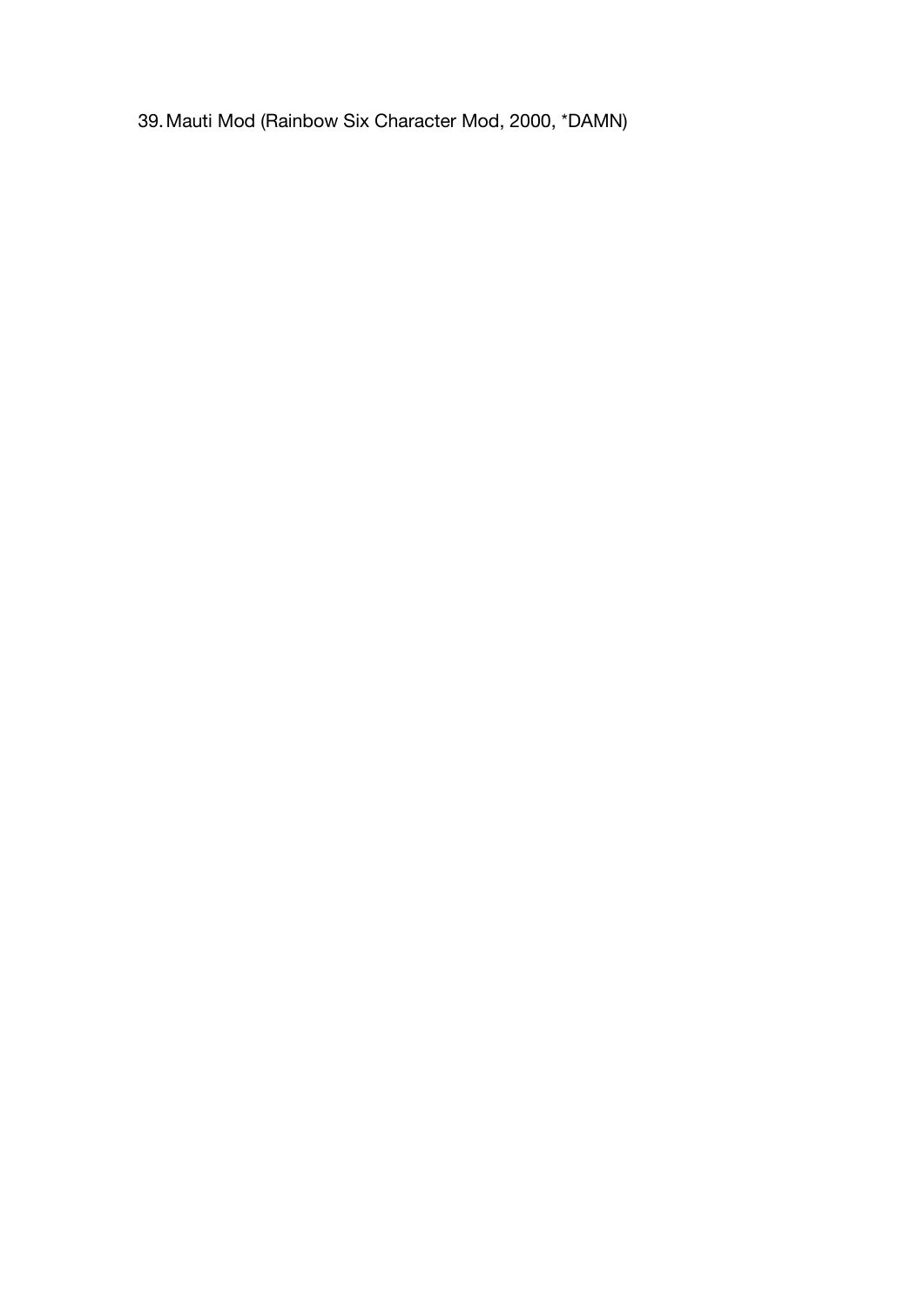39. Mauti Mod (Rainbow Six Character Mod, 2000, *DAMN)